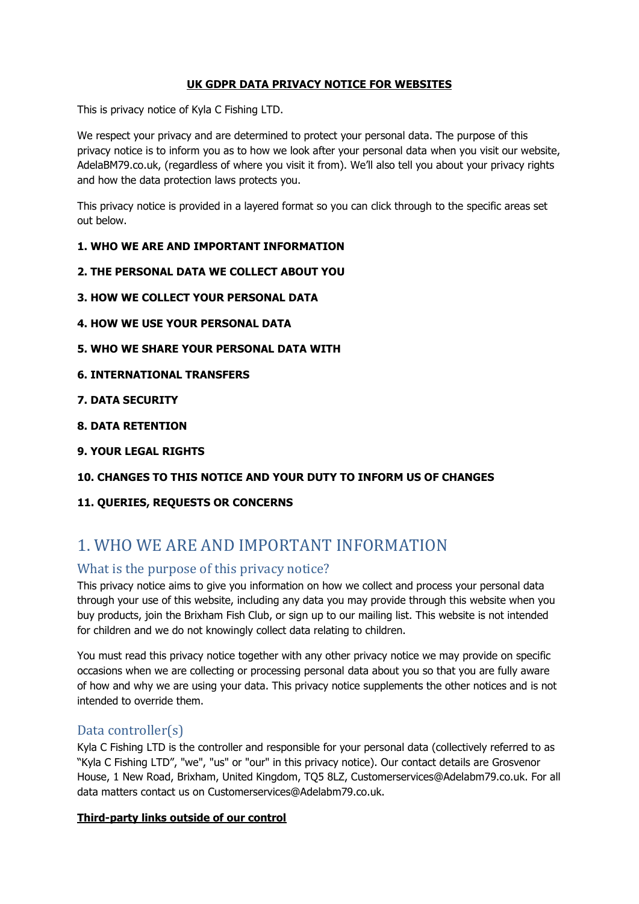**UK GDPR DATA PRIVACY NOTICE FOR WEBSITES**

This is privacy notice of Kyla C Fishing LTD.

We respect your privacy and are determined to protect your personal data. The purpose of this privacy notice is to inform you as to how we look after your personal data when you visit our website, AdelaBM79.co.uk, (regardless of where you visit it from). We'll also tell you about your privacy rights and how the data protection laws protects you.

This privacy notice is provided in a layered format so you can click through to the specific areas set out below.

**1. WHO WE ARE AND IMPORTANT INFORMATION**

**2. THE PERSONAL DATA WE COLLECT ABOUT YOU**

**3. HOW WE COLLECT YOUR PERSONAL DATA**

**4. HOW WE USE YOUR PERSONAL DATA**

**5. WHO WE SHARE YOUR PERSONAL DATA WITH**

**6. INTERNATIONAL TRANSFERS**

**7. DATA SECURITY**

**8. DATA RETENTION**

**9. YOUR LEGAL RIGHTS**

**10. CHANGES TO THIS NOTICE AND YOUR DUTY TO INFORM US OF CHANGES**

**11. QUERIES, REQUESTS OR CONCERNS**

# 1. WHO WE ARE AND IMPORTANT INFORMATION

## What is the purpose of this privacy notice?

This privacy notice aims to give you information on how we collect and process your personal data through your use of this website, including any data you may provide through this website when you buy products, join the Brixham Fish Club, or sign up to our mailing list. This website is not intended for children and we do not knowingly collect data relating to children.

You must read this privacy notice together with any other privacy notice we may provide on specific occasions when we are collecting or processing personal data about you so that you are fully aware of how and why we are using your data. This privacy notice supplements the other notices and is not intended to override them.

## Data controller(s)

Kyla C Fishing LTD is the controller and responsible for your personal data (collectively referred to as "Kyla C Fishing LTD", "we", "us" or "our" in this privacy notice). Our contact details are Grosvenor House, 1 New Road, Brixham, United Kingdom, TQ5 8LZ, Customerservices@Adelabm79.co.uk. For all data matters contact us on Customerservices@Adelabm79.co.uk.

**Third-party links outside of our control**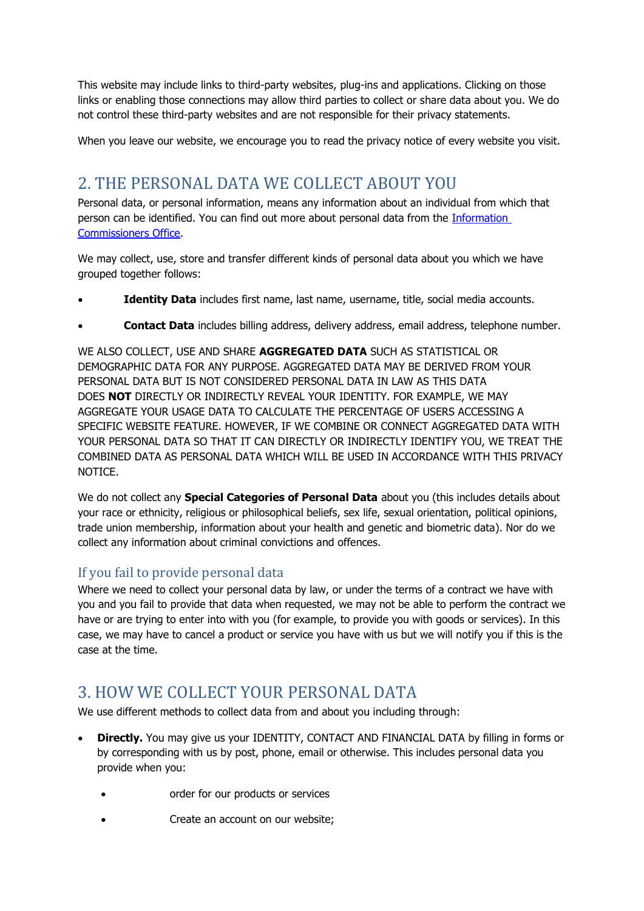This website may include links to third-party websites, plug-ins and applications. Clicking on those links or enabling those connections may allow third parties to collect or share data about you. We do not control these third-party websites and are not responsible for their privacy statements.

When you leave our website, we encourage you to read the privacy notice of every website you visit.

## 2. THE PERSONAL DATA WE COLLECT ABOUT YOU

Personal data, or personal information, means any information about an individual from which that person can be identified. You can find out more about personal data from the [Information Commissioners Office](#).

We may collect, use, store and transfer different kinds of personal data about you which we have grouped together follows:

- **Identity Data** includes first name, last name, username, title, social media accounts.
- **Contact Data** includes billing address, delivery address, email address, telephone number.

WE ALSO COLLECT, USE AND SHARE **AGGREGATED DATA** SUCH AS STATISTICAL OR DEMOGRAPHIC DATA FOR ANY PURPOSE. AGGREGATED DATA MAY BE DERIVED FROM YOUR PERSONAL DATA BUT IS NOT CONSIDERED PERSONAL DATA IN LAW AS THIS DATA DOES **NOT** DIRECTLY OR INDIRECTLY REVEAL YOUR IDENTITY. FOR EXAMPLE, WE MAY AGGREGATE YOUR USAGE DATA TO CALCULATE THE PERCENTAGE OF USERS ACCESSING A SPECIFIC WEBSITE FEATURE. HOWEVER, IF WE COMBINE OR CONNECT AGGREGATED DATA WITH YOUR PERSONAL DATA SO THAT IT CAN DIRECTLY OR INDIRECTLY IDENTIFY YOU, WE TREAT THE COMBINED DATA AS PERSONAL DATA WHICH WILL BE USED IN ACCORDANCE WITH THIS PRIVACY NOTICE.

We do not collect any **Special Categories of Personal Data** about you (this includes details about your race or ethnicity, religious or philosophical beliefs, sex life, sexual orientation, political opinions, trade union membership, information about your health and genetic and biometric data). Nor do we collect any information about criminal convictions and offences.

### If you fail to provide personal data

Where we need to collect your personal data by law, or under the terms of a contract we have with you and you fail to provide that data when requested, we may not be able to perform the contract we have or are trying to enter into with you (for example, to provide you with goods or services). In this case, we may have to cancel a product or service you have with us but we will notify you if this is the case at the time.

## 3. HOW WE COLLECT YOUR PERSONAL DATA

We use different methods to collect data from and about you including through:

- **Directly.** You may give us your IDENTITY, CONTACT AND FINANCIAL DATA by filling in forms or by corresponding with us by post, phone, email or otherwise. This includes personal data you provide when you:
  - order for our products or services
  - Create an account on our website;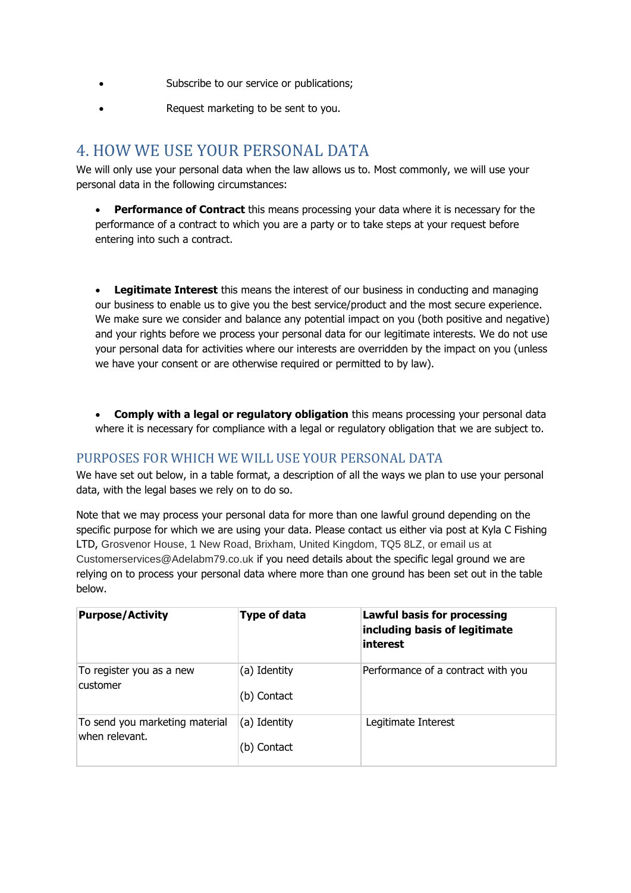- Subscribe to our service or publications;
- Request marketing to be sent to you.

## 4. HOW WE USE YOUR PERSONAL DATA

We will only use your personal data when the law allows us to. Most commonly, we will use your personal data in the following circumstances:

- **Performance of Contract** this means processing your data where it is necessary for the performance of a contract to which you are a party or to take steps at your request before entering into such a contract.

- **Legitimate Interest** this means the interest of our business in conducting and managing our business to enable us to give you the best service/product and the most secure experience. We make sure we consider and balance any potential impact on you (both positive and negative) and your rights before we process your personal data for our legitimate interests. We do not use your personal data for activities where our interests are overridden by the impact on you (unless we have your consent or are otherwise required or permitted to by law).

- **Comply with a legal or regulatory obligation** this means processing your personal data where it is necessary for compliance with a legal or regulatory obligation that we are subject to.

### PURPOSES FOR WHICH WE WILL USE YOUR PERSONAL DATA

We have set out below, in a table format, a description of all the ways we plan to use your personal data, with the legal bases we rely on to do so.

Note that we may process your personal data for more than one lawful ground depending on the specific purpose for which we are using your data. Please contact us either via post at Kyla C Fishing LTD, Grosvenor House, 1 New Road, Brixham, United Kingdom, TQ5 8LZ, or email us at Customerservices@Adelabm79.co.uk if you need details about the specific legal ground we are relying on to process your personal data where more than one ground has been set out in the table below.

| Purpose/Activity | Type of data | Lawful basis for processing including basis of legitimate interest |
|---|---|---|
| To register you as a new customer | (a) Identity<br>(b) Contact | Performance of a contract with you |
| To send you marketing material when relevant. | (a) Identity<br>(b) Contact | Legitimate Interest |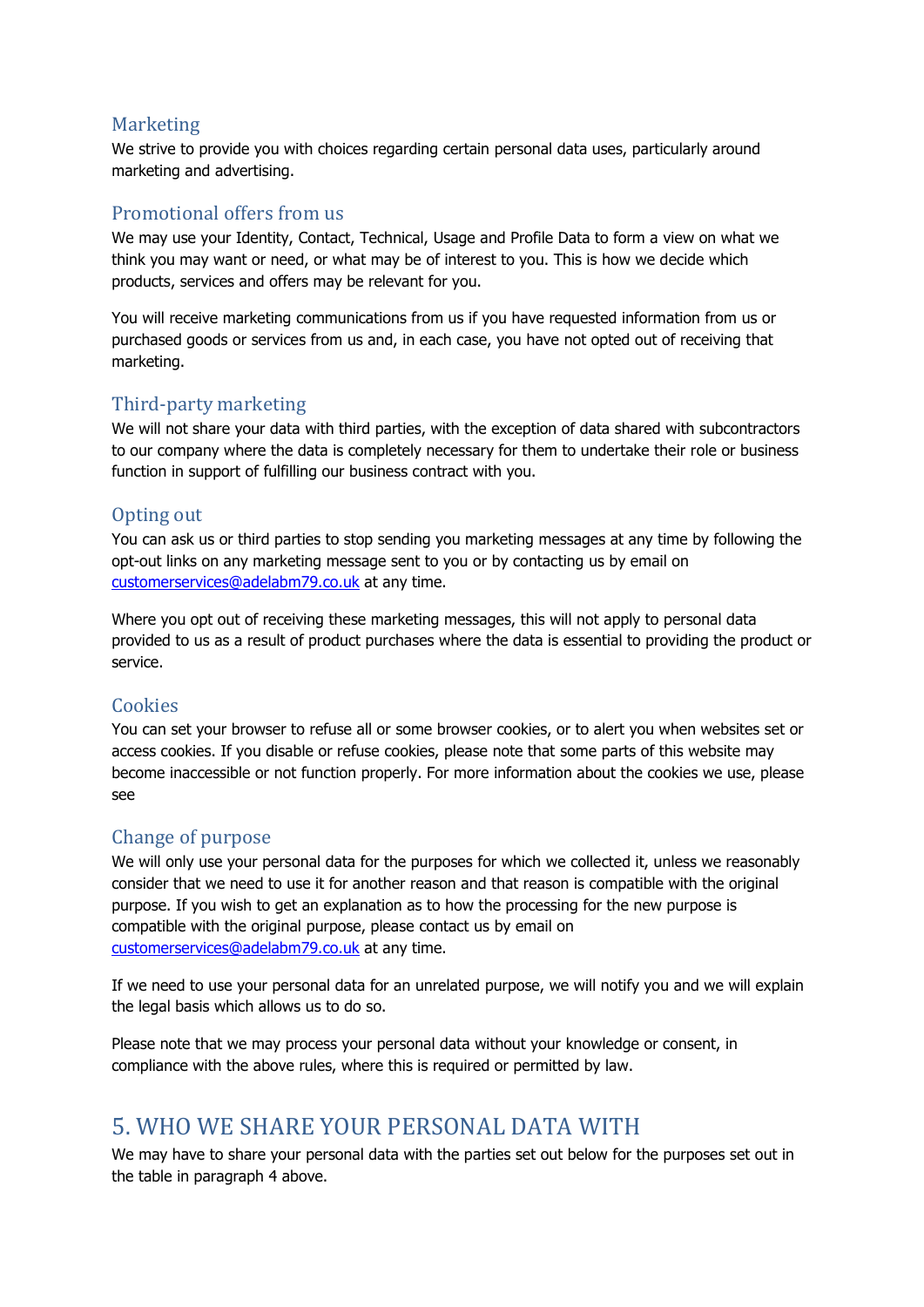### Marketing

We strive to provide you with choices regarding certain personal data uses, particularly around marketing and advertising.

### Promotional offers from us

We may use your Identity, Contact, Technical, Usage and Profile Data to form a view on what we think you may want or need, or what may be of interest to you. This is how we decide which products, services and offers may be relevant for you.

You will receive marketing communications from us if you have requested information from us or purchased goods or services from us and, in each case, you have not opted out of receiving that marketing.

### Third-party marketing

We will not share your data with third parties, with the exception of data shared with subcontractors to our company where the data is completely necessary for them to undertake their role or business function in support of fulfilling our business contract with you.

### Opting out

You can ask us or third parties to stop sending you marketing messages at any time by following the opt-out links on any marketing message sent to you or by contacting us by email on [customerservices@adelabm79.co.uk](mailto:customerservices@adelabm79.co.uk) at any time.

Where you opt out of receiving these marketing messages, this will not apply to personal data provided to us as a result of product purchases where the data is essential to providing the product or service.

### Cookies

You can set your browser to refuse all or some browser cookies, or to alert you when websites set or access cookies. If you disable or refuse cookies, please note that some parts of this website may become inaccessible or not function properly. For more information about the cookies we use, please see

### Change of purpose

We will only use your personal data for the purposes for which we collected it, unless we reasonably consider that we need to use it for another reason and that reason is compatible with the original purpose. If you wish to get an explanation as to how the processing for the new purpose is compatible with the original purpose, please contact us by email on [customerservices@adelabm79.co.uk](mailto:customerservices@adelabm79.co.uk) at any time.

If we need to use your personal data for an unrelated purpose, we will notify you and we will explain the legal basis which allows us to do so.

Please note that we may process your personal data without your knowledge or consent, in compliance with the above rules, where this is required or permitted by law.

## 5. WHO WE SHARE YOUR PERSONAL DATA WITH

We may have to share your personal data with the parties set out below for the purposes set out in the table in paragraph 4 above.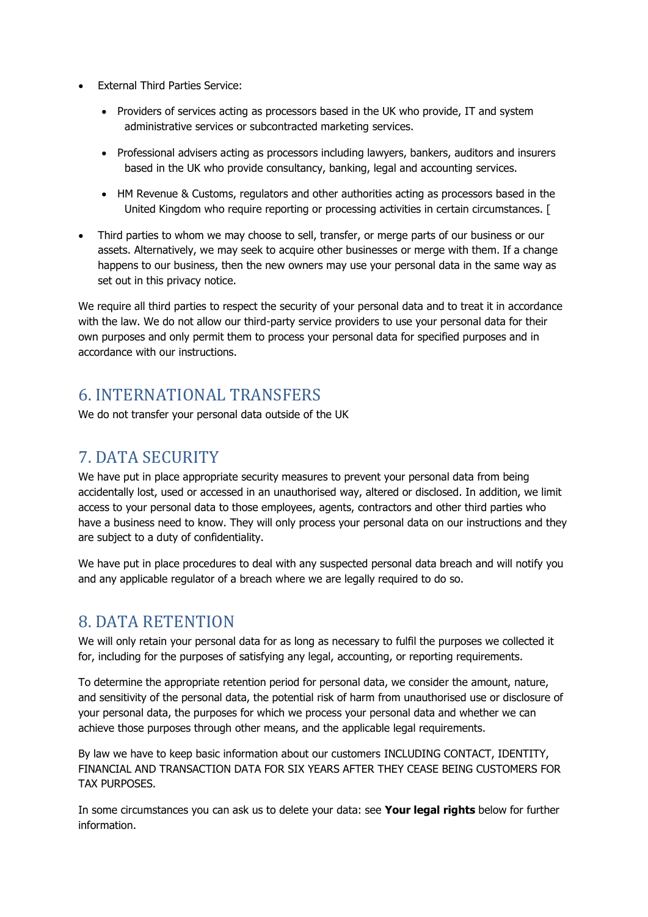- External Third Parties Service:
  - Providers of services acting as processors based in the UK who provide, IT and system administrative services or subcontracted marketing services.
  - Professional advisers acting as processors including lawyers, bankers, auditors and insurers based in the UK who provide consultancy, banking, legal and accounting services.
  - HM Revenue & Customs, regulators and other authorities acting as processors based in the United Kingdom who require reporting or processing activities in certain circumstances. [
- Third parties to whom we may choose to sell, transfer, or merge parts of our business or our assets. Alternatively, we may seek to acquire other businesses or merge with them. If a change happens to our business, then the new owners may use your personal data in the same way as set out in this privacy notice.

We require all third parties to respect the security of your personal data and to treat it in accordance with the law. We do not allow our third-party service providers to use your personal data for their own purposes and only permit them to process your personal data for specified purposes and in accordance with our instructions.

## 6. INTERNATIONAL TRANSFERS

We do not transfer your personal data outside of the UK

## 7. DATA SECURITY

We have put in place appropriate security measures to prevent your personal data from being accidentally lost, used or accessed in an unauthorised way, altered or disclosed. In addition, we limit access to your personal data to those employees, agents, contractors and other third parties who have a business need to know. They will only process your personal data on our instructions and they are subject to a duty of confidentiality.

We have put in place procedures to deal with any suspected personal data breach and will notify you and any applicable regulator of a breach where we are legally required to do so.

## 8. DATA RETENTION

We will only retain your personal data for as long as necessary to fulfil the purposes we collected it for, including for the purposes of satisfying any legal, accounting, or reporting requirements.

To determine the appropriate retention period for personal data, we consider the amount, nature, and sensitivity of the personal data, the potential risk of harm from unauthorised use or disclosure of your personal data, the purposes for which we process your personal data and whether we can achieve those purposes through other means, and the applicable legal requirements.

By law we have to keep basic information about our customers INCLUDING CONTACT, IDENTITY, FINANCIAL AND TRANSACTION DATA FOR SIX YEARS AFTER THEY CEASE BEING CUSTOMERS FOR TAX PURPOSES.

In some circumstances you can ask us to delete your data: see **Your legal rights** below for further information.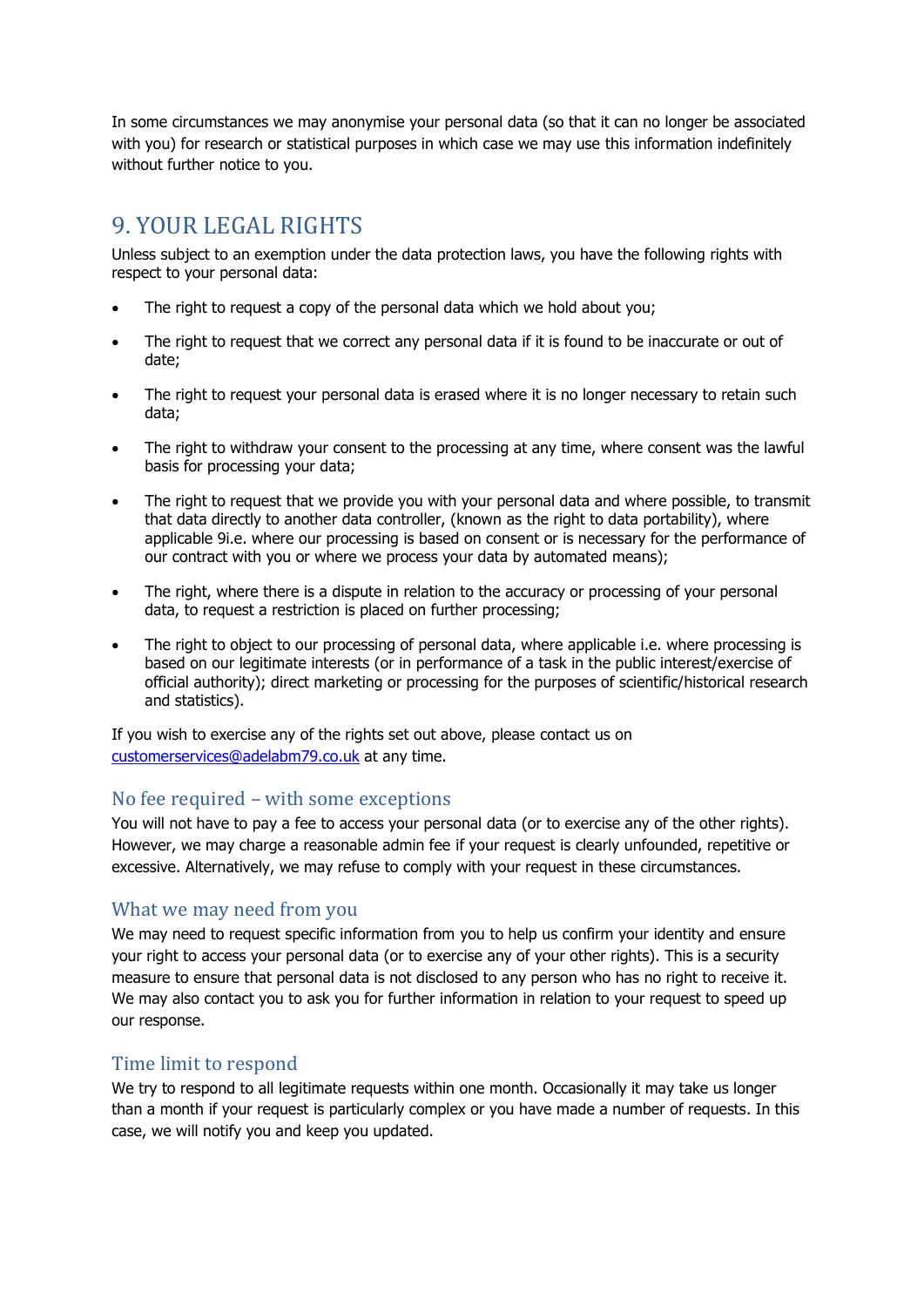In some circumstances we may anonymise your personal data (so that it can no longer be associated with you) for research or statistical purposes in which case we may use this information indefinitely without further notice to you.

## 9. YOUR LEGAL RIGHTS

Unless subject to an exemption under the data protection laws, you have the following rights with respect to your personal data:

- The right to request a copy of the personal data which we hold about you;
- The right to request that we correct any personal data if it is found to be inaccurate or out of date;
- The right to request your personal data is erased where it is no longer necessary to retain such data;
- The right to withdraw your consent to the processing at any time, where consent was the lawful basis for processing your data;
- The right to request that we provide you with your personal data and where possible, to transmit that data directly to another data controller, (known as the right to data portability), where applicable 9i.e. where our processing is based on consent or is necessary for the performance of our contract with you or where we process your data by automated means);
- The right, where there is a dispute in relation to the accuracy or processing of your personal data, to request a restriction is placed on further processing;
- The right to object to our processing of personal data, where applicable i.e. where processing is based on our legitimate interests (or in performance of a task in the public interest/exercise of official authority); direct marketing or processing for the purposes of scientific/historical research and statistics).

If you wish to exercise any of the rights set out above, please contact us on [customerservices@adelabm79.co.uk](mailto:customerservices@adelabm79.co.uk) at any time.

### No fee required – with some exceptions

You will not have to pay a fee to access your personal data (or to exercise any of the other rights). However, we may charge a reasonable admin fee if your request is clearly unfounded, repetitive or excessive. Alternatively, we may refuse to comply with your request in these circumstances.

### What we may need from you

We may need to request specific information from you to help us confirm your identity and ensure your right to access your personal data (or to exercise any of your other rights). This is a security measure to ensure that personal data is not disclosed to any person who has no right to receive it. We may also contact you to ask you for further information in relation to your request to speed up our response.

### Time limit to respond

We try to respond to all legitimate requests within one month. Occasionally it may take us longer than a month if your request is particularly complex or you have made a number of requests. In this case, we will notify you and keep you updated.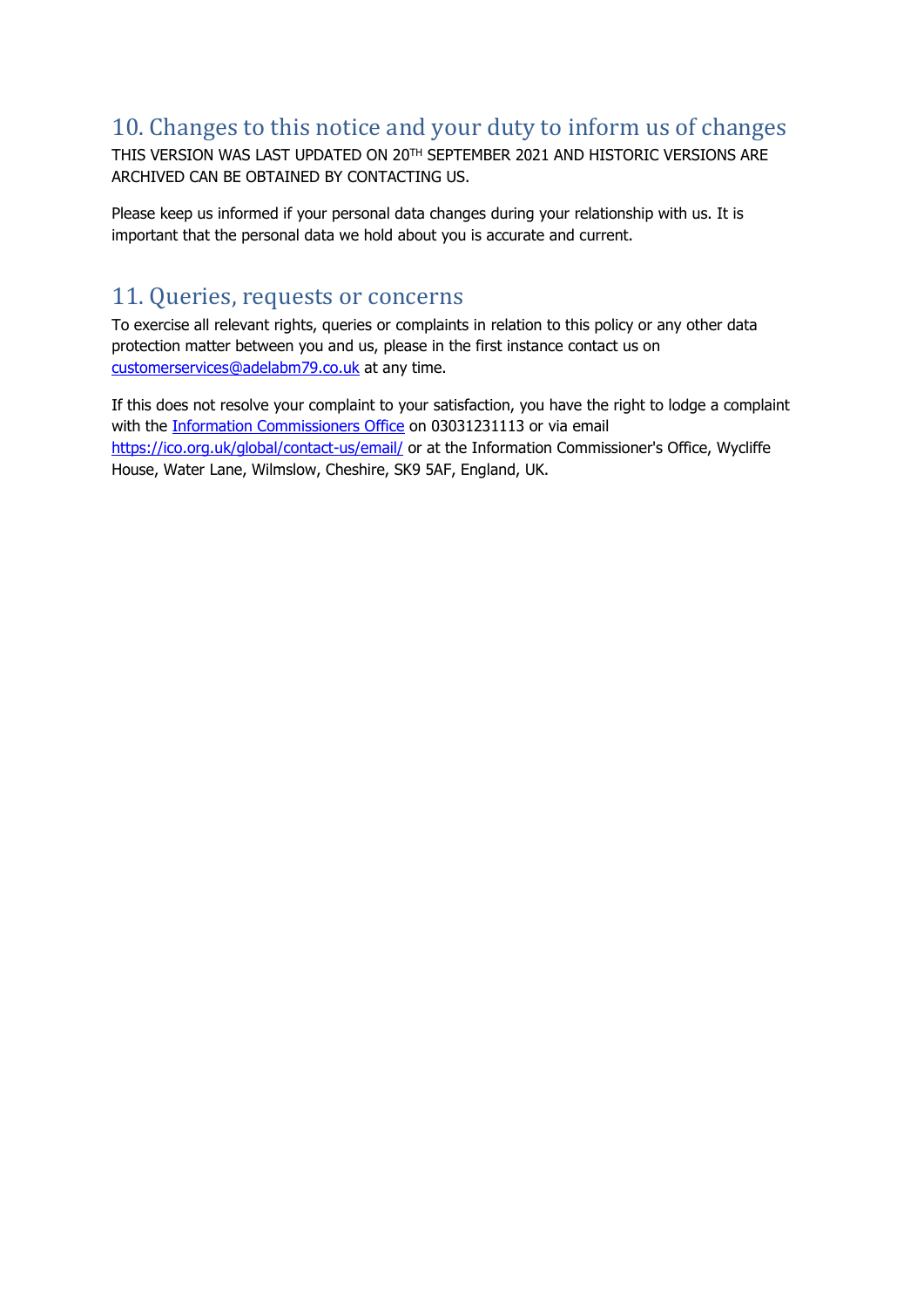## 10. Changes to this notice and your duty to inform us of changes

THIS VERSION WAS LAST UPDATED ON 20TH SEPTEMBER 2021 AND HISTORIC VERSIONS ARE ARCHIVED CAN BE OBTAINED BY CONTACTING US.

Please keep us informed if your personal data changes during your relationship with us. It is important that the personal data we hold about you is accurate and current.

## 11. Queries, requests or concerns

To exercise all relevant rights, queries or complaints in relation to this policy or any other data protection matter between you and us, please in the first instance contact us on customerservices@adelabm79.co.uk at any time.

If this does not resolve your complaint to your satisfaction, you have the right to lodge a complaint with the Information Commissioners Office on 03031231113 or via email https://ico.org.uk/global/contact-us/email/ or at the Information Commissioner's Office, Wycliffe House, Water Lane, Wilmslow, Cheshire, SK9 5AF, England, UK.